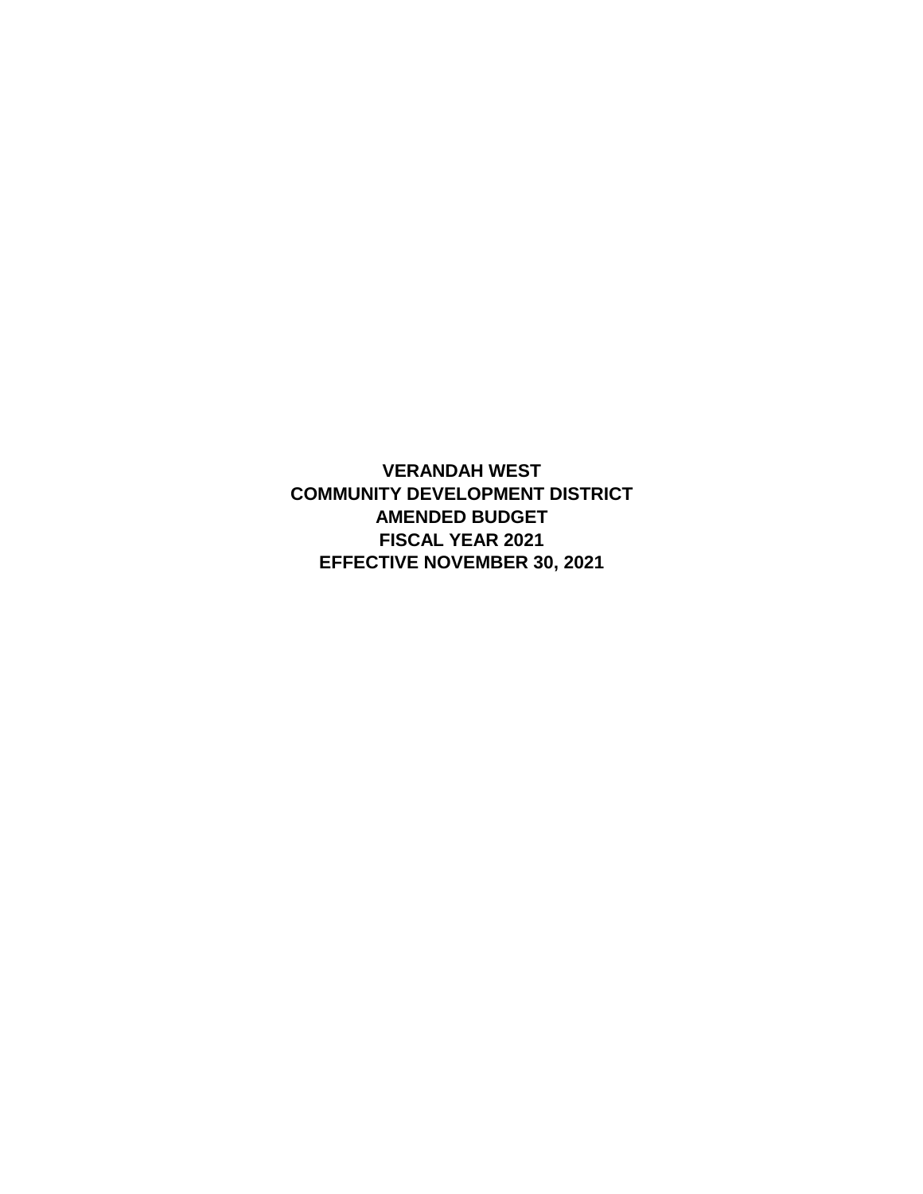# VERANDAH WEST
# COMMUNITY DEVELOPMENT DISTRICT
# AMENDED BUDGET
# FISCAL YEAR 2021
# EFFECTIVE NOVEMBER 30, 2021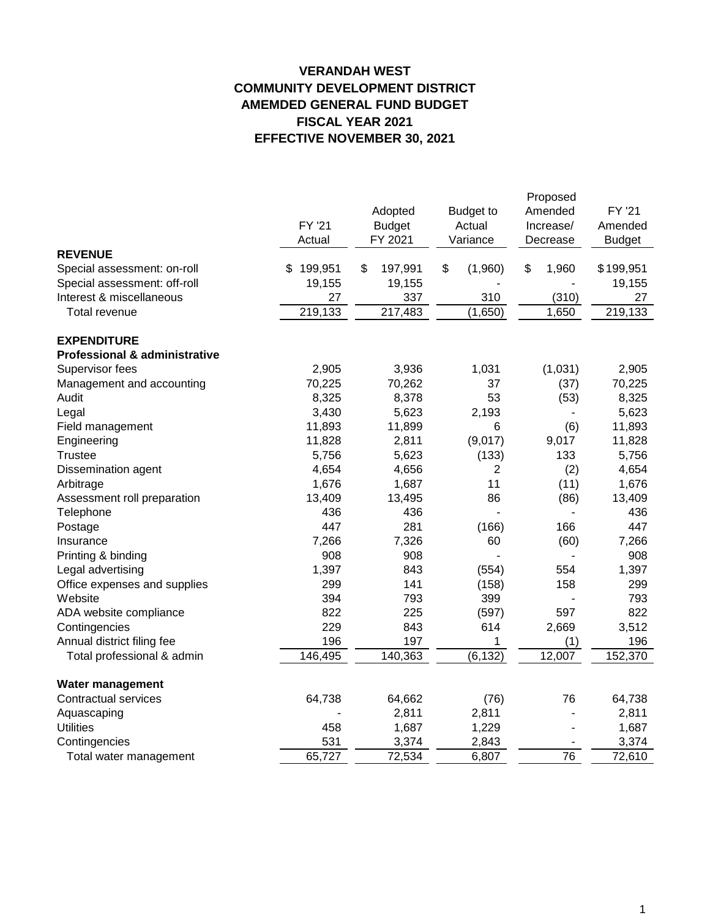**VERANDAH WEST**
**COMMUNITY DEVELOPMENT DISTRICT**
**AMEMDED GENERAL FUND BUDGET**
**FISCAL YEAR 2021**
**EFFECTIVE NOVEMBER 30, 2021**

| | FY '21 Actual | Adopted Budget FY 2021 | Budget to Actual Variance | Proposed Amended Increase/ Decrease | FY '21 Amended Budget |
|---|---|---|---|---|---|
| **REVENUE** | | | | | |
| Special assessment: on-roll | $ 199,951 | $ 197,991 | $ (1,960) | $ 1,960 | $ 199,951 |
| Special assessment: off-roll | 19,155 | 19,155 | - | - | 19,155 |
| Interest & miscellaneous | 27 | 337 | 310 | (310) | 27 |
| Total revenue | 219,133 | 217,483 | (1,650) | 1,650 | 219,133 |
| | | | | | |
| **EXPENDITURE** | | | | | |
| **Professional & administrative** | | | | | |
| Supervisor fees | 2,905 | 3,936 | 1,031 | (1,031) | 2,905 |
| Management and accounting | 70,225 | 70,262 | 37 | (37) | 70,225 |
| Audit | 8,325 | 8,378 | 53 | (53) | 8,325 |
| Legal | 3,430 | 5,623 | 2,193 | - | 5,623 |
| Field management | 11,893 | 11,899 | 6 | (6) | 11,893 |
| Engineering | 11,828 | 2,811 | (9,017) | 9,017 | 11,828 |
| Trustee | 5,756 | 5,623 | (133) | 133 | 5,756 |
| Dissemination agent | 4,654 | 4,656 | 2 | (2) | 4,654 |
| Arbitrage | 1,676 | 1,687 | 11 | (11) | 1,676 |
| Assessment roll preparation | 13,409 | 13,495 | 86 | (86) | 13,409 |
| Telephone | 436 | 436 | - | - | 436 |
| Postage | 447 | 281 | (166) | 166 | 447 |
| Insurance | 7,266 | 7,326 | 60 | (60) | 7,266 |
| Printing & binding | 908 | 908 | - | - | 908 |
| Legal advertising | 1,397 | 843 | (554) | 554 | 1,397 |
| Office expenses and supplies | 299 | 141 | (158) | 158 | 299 |
| Website | 394 | 793 | 399 | - | 793 |
| ADA website compliance | 822 | 225 | (597) | 597 | 822 |
| Contingencies | 229 | 843 | 614 | 2,669 | 3,512 |
| Annual district filing fee | 196 | 197 | 1 | (1) | 196 |
| Total professional & admin | 146,495 | 140,363 | (6,132) | 12,007 | 152,370 |
| | | | | | |
| **Water management** | | | | | |
| Contractual services | 64,738 | 64,662 | (76) | 76 | 64,738 |
| Aquascaping | - | 2,811 | 2,811 | - | 2,811 |
| Utilities | 458 | 1,687 | 1,229 | - | 1,687 |
| Contingencies | 531 | 3,374 | 2,843 | - | 3,374 |
| Total water management | 65,727 | 72,534 | 6,807 | 76 | 72,610 |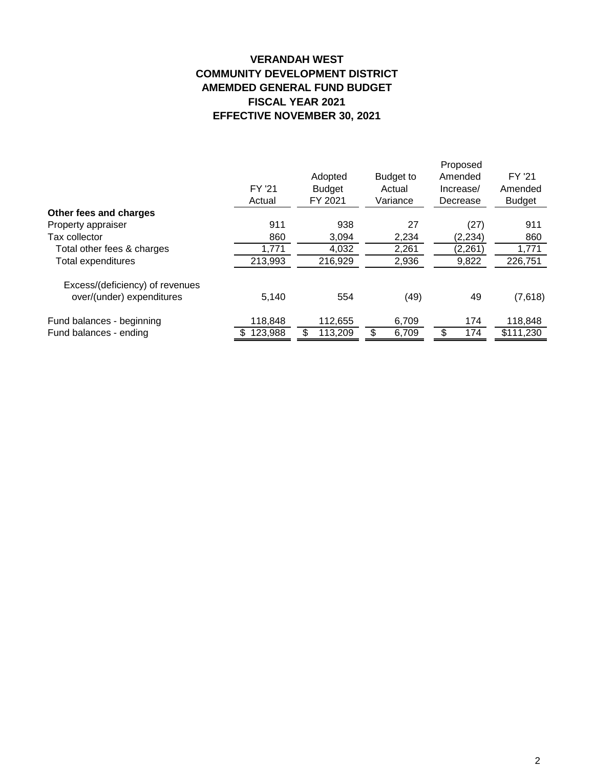# VERANDAH WEST
# COMMUNITY DEVELOPMENT DISTRICT
# AMEMDED GENERAL FUND BUDGET
# FISCAL YEAR 2021
# EFFECTIVE NOVEMBER 30, 2021

| | FY '21 Actual | Adopted Budget FY 2021 | Budget to Actual Variance | Proposed Amended Increase/ Decrease | FY '21 Amended Budget |
|---|---|---|---|---|---|
| **Other fees and charges** | | | | | |
| Property appraiser | 911 | 938 | 27 | (27) | 911 |
| Tax collector | 860 | 3,094 | 2,234 | (2,234) | 860 |
| Total other fees & charges | 1,771 | 4,032 | 2,261 | (2,261) | 1,771 |
| Total expenditures | 213,993 | 216,929 | 2,936 | 9,822 | 226,751 |
| Excess/(deficiency) of revenues over/(under) expenditures | 5,140 | 554 | (49) | 49 | (7,618) |
| Fund balances - beginning | 118,848 | 112,655 | 6,709 | 174 | 118,848 |
| Fund balances - ending | $ 123,988 | $ 113,209 | $ 6,709 | $ 174 | $111,230 |